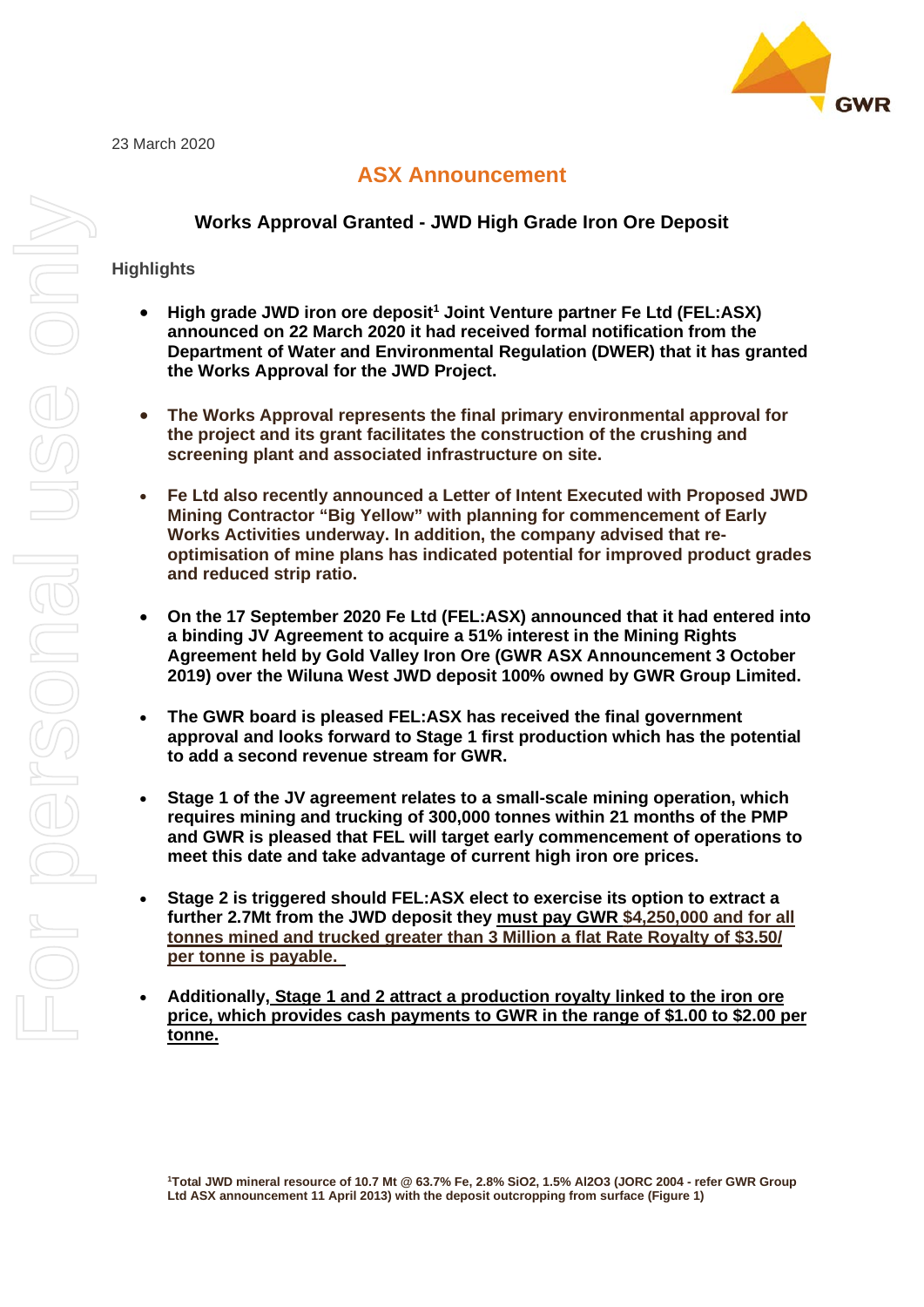23 March 2020

## ASX Announcement

### Works Approval Granted - JWD High Grade Iron Ore Deposit

**Highlights**

- **High grade JWD iron ore deposit[1] Joint Venture partner Fe Ltd (FEL:ASX) announced on 22 March 2020 it had received formal notification from the Department of Water and Environmental Regulation (DWER) that it has granted the Works Approval for the JWD Project.**

- **The Works Approval represents the final primary environmental approval for the project and its grant facilitates the construction of the crushing and screening plant and associated infrastructure on site.**

- **Fe Ltd also recently announced a Letter of Intent Executed with Proposed JWD Mining Contractor "Big Yellow" with planning for commencement of Early Works Activities underway. In addition, the company advised that re-optimisation of mine plans has indicated potential for improved product grades and reduced strip ratio.**

- **On the 17 September 2020 Fe Ltd (FEL:ASX) announced that it had entered into a binding JV Agreement to acquire a 51% interest in the Mining Rights Agreement held by Gold Valley Iron Ore (GWR ASX Announcement 3 October 2019) over the Wiluna West JWD deposit 100% owned by GWR Group Limited.**

- **The GWR board is pleased FEL:ASX has received the final government approval and looks forward to Stage 1 first production which has the potential to add a second revenue stream for GWR.**

- **Stage 1 of the JV agreement relates to a small-scale mining operation, which requires mining and trucking of 300,000 tonnes within 21 months of the PMP and GWR is pleased that FEL will target early commencement of operations to meet this date and take advantage of current high iron ore prices.**

- **Stage 2 is triggered should FEL:ASX elect to exercise its option to extract a further 2.7Mt from the JWD deposit they <u>must pay GWR $4,250,000 and for all tonnes mined and trucked greater than 3 Million a flat Rate Royalty of $3.50/ per tonne is payable.</u>**

- **Additionally, <u>Stage 1 and 2 attract a production royalty linked to the iron ore price, which provides cash payments to GWR in the range of $1.00 to $2.00 per tonne.</u>**

**[1]Total JWD mineral resource of 10.7 Mt @ 63.7% Fe, 2.8% $SiO_2$, 1.5% $Al_2O_3$ (JORC 2004 - refer GWR Group Ltd ASX announcement 11 April 2013) with the deposit outcropping from surface (Figure 1)**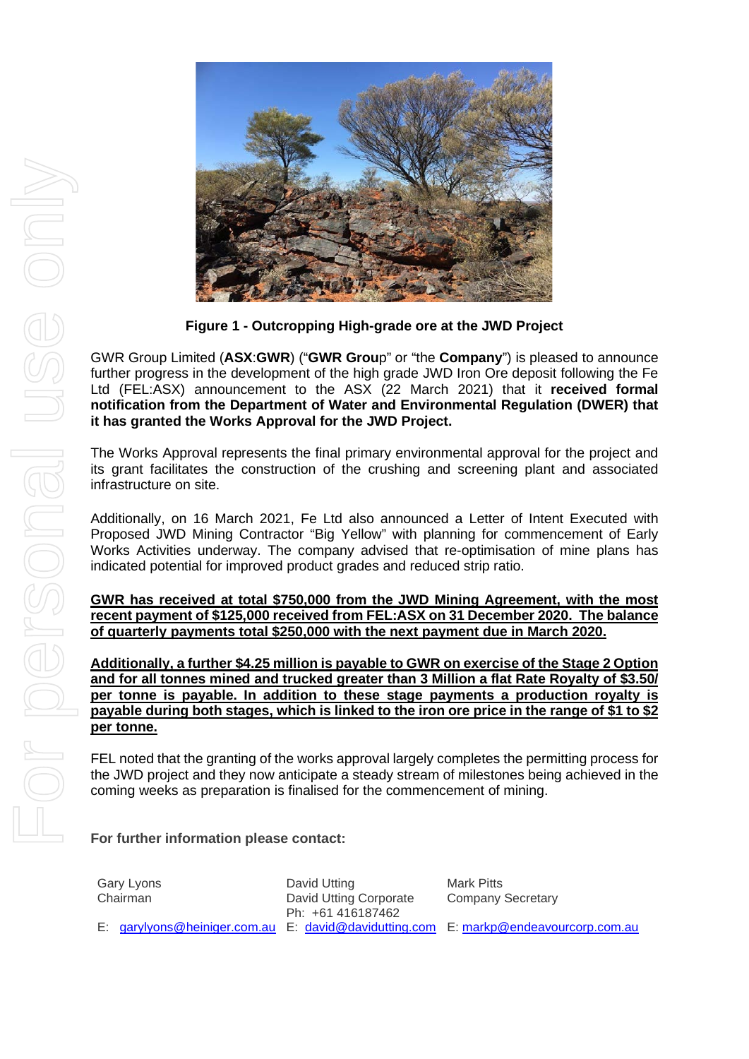**Figure 1 - Outcropping High-grade ore at the JWD Project**

GWR Group Limited (**ASX**:**GWR**) ("**GWR Grou**p" or "the **Company**") is pleased to announce further progress in the development of the high grade JWD Iron Ore deposit following the Fe Ltd (FEL:ASX) announcement to the ASX (22 March 2021) that it **received formal notification from the Department of Water and Environmental Regulation (DWER) that it has granted the Works Approval for the JWD Project.**

The Works Approval represents the final primary environmental approval for the project and its grant facilitates the construction of the crushing and screening plant and associated infrastructure on site.

Additionally, on 16 March 2021, Fe Ltd also announced a Letter of Intent Executed with Proposed JWD Mining Contractor "Big Yellow" with planning for commencement of Early Works Activities underway. The company advised that re-optimisation of mine plans has indicated potential for improved product grades and reduced strip ratio.

**GWR has received at total $750,000 from the JWD Mining Agreement, with the most recent payment of $125,000 received from FEL:ASX on 31 December 2020. The balance of quarterly payments total $250,000 with the next payment due in March 2020.**

**Additionally, a further $4.25 million is payable to GWR on exercise of the Stage 2 Option and for all tonnes mined and trucked greater than 3 Million a flat Rate Royalty of $3.50/ per tonne is payable. In addition to these stage payments a production royalty is payable during both stages, which is linked to the iron ore price in the range of $1 to $2 per tonne.**

FEL noted that the granting of the works approval largely completes the permitting process for the JWD project and they now anticipate a steady stream of milestones being achieved in the coming weeks as preparation is finalised for the commencement of mining.

**For further information please contact:**

| Gary Lyons | David Utting | Mark Pitts |
|---|---|---|
| Chairman | David Utting Corporate | Company Secretary |
| | Ph: +61 416187462 | |
| E: garylyons@heiniger.com.au | E: david@davidutting.com | E: markp@endeavourcorp.com.au |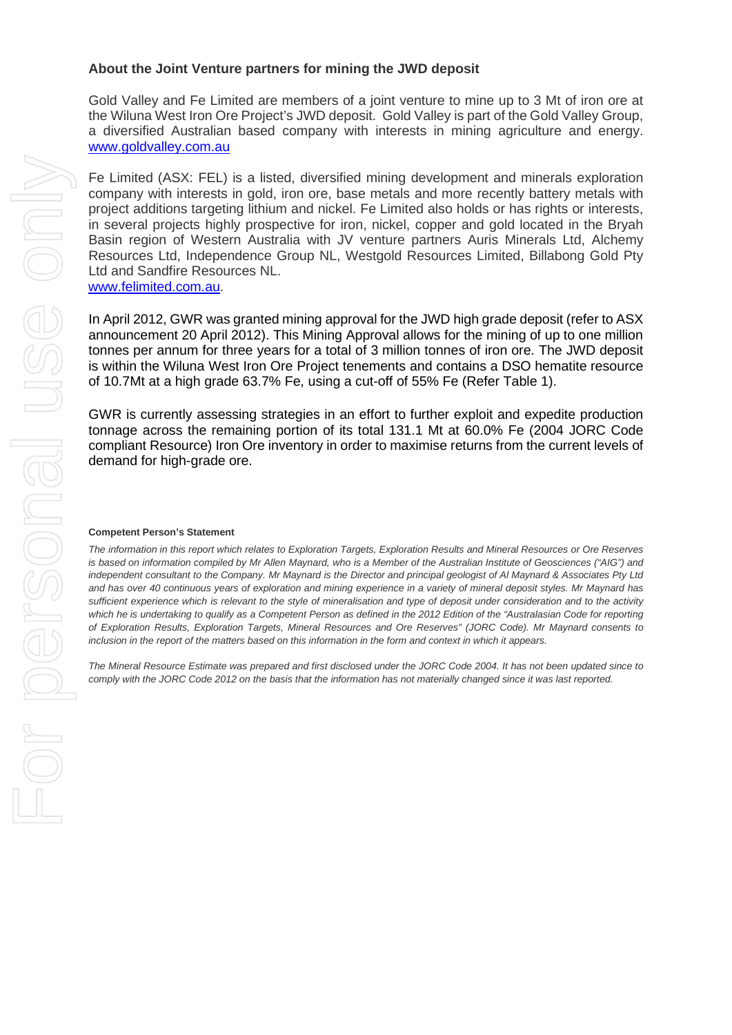**About the Joint Venture partners for mining the JWD deposit**

Gold Valley and Fe Limited are members of a joint venture to mine up to 3 Mt of iron ore at the Wiluna West Iron Ore Project's JWD deposit. Gold Valley is part of the Gold Valley Group, a diversified Australian based company with interests in mining agriculture and energy. www.goldvalley.com.au

Fe Limited (ASX: FEL) is a listed, diversified mining development and minerals exploration company with interests in gold, iron ore, base metals and more recently battery metals with project additions targeting lithium and nickel. Fe Limited also holds or has rights or interests, in several projects highly prospective for iron, nickel, copper and gold located in the Bryah Basin region of Western Australia with JV venture partners Auris Minerals Ltd, Alchemy Resources Ltd, Independence Group NL, Westgold Resources Limited, Billabong Gold Pty Ltd and Sandfire Resources NL.
www.felimited.com.au.

In April 2012, GWR was granted mining approval for the JWD high grade deposit (refer to ASX announcement 20 April 2012). This Mining Approval allows for the mining of up to one million tonnes per annum for three years for a total of 3 million tonnes of iron ore. The JWD deposit is within the Wiluna West Iron Ore Project tenements and contains a DSO hematite resource of 10.7Mt at a high grade 63.7% Fe, using a cut-off of 55% Fe (Refer Table 1).

GWR is currently assessing strategies in an effort to further exploit and expedite production tonnage across the remaining portion of its total 131.1 Mt at 60.0% Fe (2004 JORC Code compliant Resource) Iron Ore inventory in order to maximise returns from the current levels of demand for high-grade ore.

**Competent Person's Statement**

*The information in this report which relates to Exploration Targets, Exploration Results and Mineral Resources or Ore Reserves is based on information compiled by Mr Allen Maynard, who is a Member of the Australian Institute of Geosciences ("AIG") and independent consultant to the Company. Mr Maynard is the Director and principal geologist of Al Maynard & Associates Pty Ltd and has over 40 continuous years of exploration and mining experience in a variety of mineral deposit styles. Mr Maynard has sufficient experience which is relevant to the style of mineralisation and type of deposit under consideration and to the activity which he is undertaking to qualify as a Competent Person as defined in the 2012 Edition of the "Australasian Code for reporting of Exploration Results, Exploration Targets, Mineral Resources and Ore Reserves" (JORC Code). Mr Maynard consents to inclusion in the report of the matters based on this information in the form and context in which it appears.*

*The Mineral Resource Estimate was prepared and first disclosed under the JORC Code 2004. It has not been updated since to comply with the JORC Code 2012 on the basis that the information has not materially changed since it was last reported.*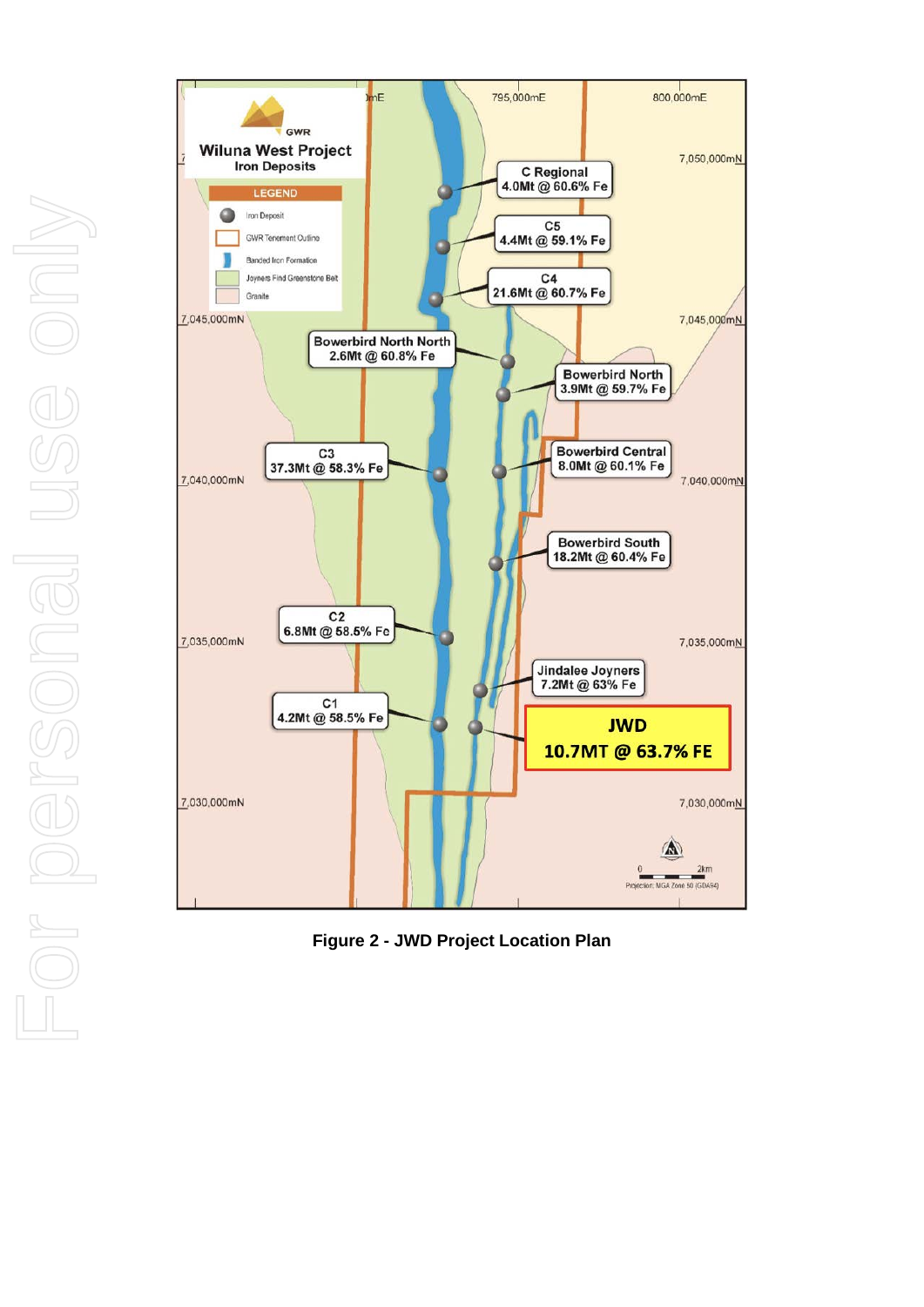Figure 2 - JWD Project Location Plan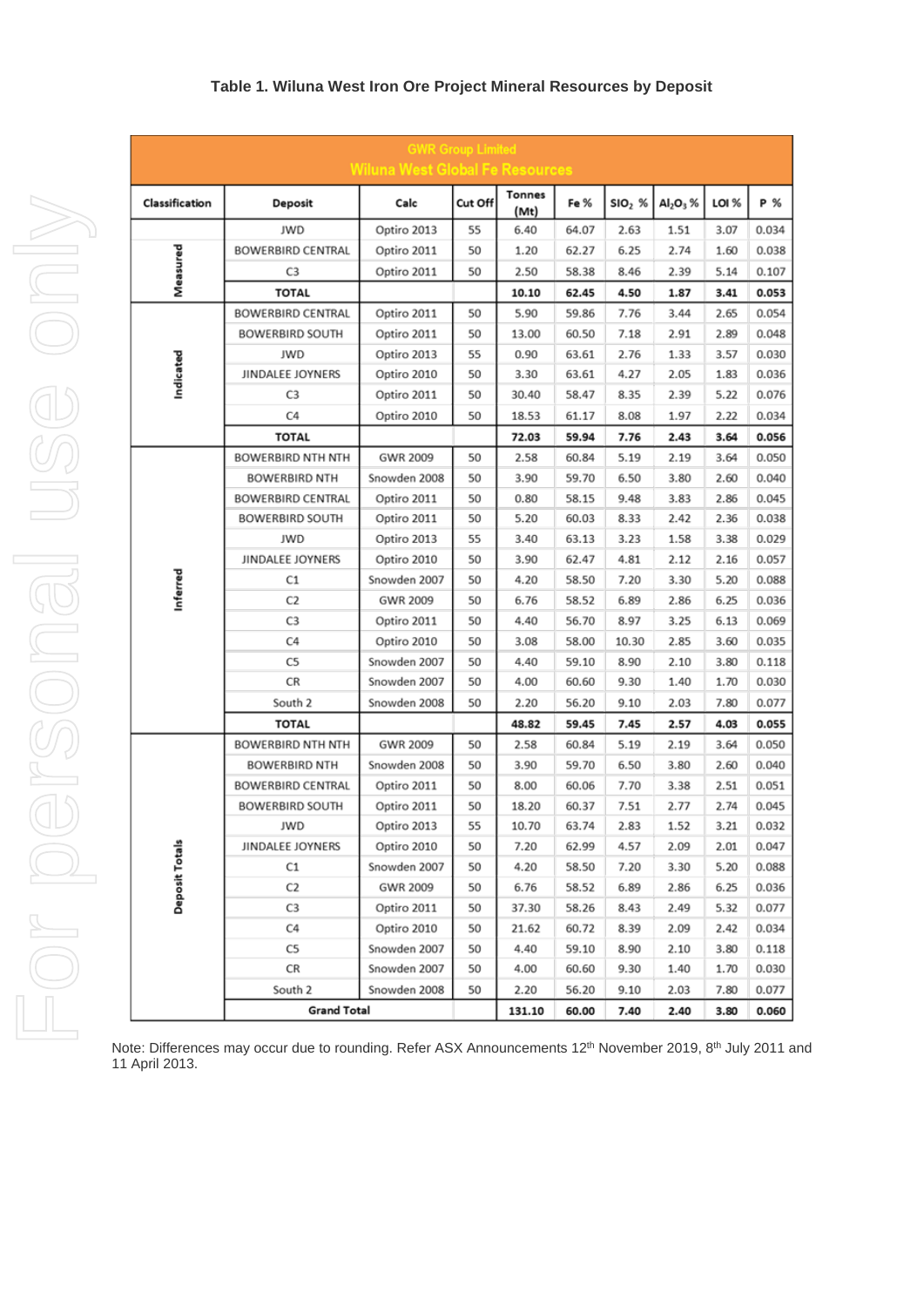**Table 1. Wiluna West Iron Ore Project Mineral Resources by Deposit**

| GWR Group Limited<br>Wiluna West Global Fe Resources | | | | | | | | | |
|---|---|---|---|---|---|---|---|---|---|
| Classification | Deposit | Calc | Cut Off | Tonnes (Mt) | Fe % | $SiO_2$ % | $Al_2O_3$ % | LOI % | P % |
| Measured | JWD | Optiro 2013 | 55 | 6.40 | 64.07 | 2.63 | 1.51 | 3.07 | 0.034 |
| | BOWERBIRD CENTRAL | Optiro 2011 | 50 | 1.20 | 62.27 | 6.25 | 2.74 | 1.60 | 0.038 |
| | C3 | Optiro 2011 | 50 | 2.50 | 58.38 | 8.46 | 2.39 | 5.14 | 0.107 |
| | **TOTAL** | | | **10.10** | **62.45** | **4.50** | **1.87** | **3.41** | **0.053** |
| Indicated | BOWERBIRD CENTRAL | Optiro 2011 | 50 | 5.90 | 59.86 | 7.76 | 3.44 | 2.65 | 0.054 |
| | BOWERBIRD SOUTH | Optiro 2011 | 50 | 13.00 | 60.50 | 7.18 | 2.91 | 2.89 | 0.048 |
| | JWD | Optiro 2013 | 55 | 0.90 | 63.61 | 2.76 | 1.33 | 3.57 | 0.030 |
| | JINDALEE JOYNERS | Optiro 2010 | 50 | 3.30 | 63.61 | 4.27 | 2.05 | 1.83 | 0.036 |
| | C3 | Optiro 2011 | 50 | 30.40 | 58.47 | 8.35 | 2.39 | 5.22 | 0.076 |
| | C4 | Optiro 2010 | 50 | 18.53 | 61.17 | 8.08 | 1.97 | 2.22 | 0.034 |
| | **TOTAL** | | | **72.03** | **59.94** | **7.76** | **2.43** | **3.64** | **0.056** |
| Inferred | BOWERBIRD NTH NTH | GWR 2009 | 50 | 2.58 | 60.84 | 5.19 | 2.19 | 3.64 | 0.050 |
| | BOWERBIRD NTH | Snowden 2008 | 50 | 3.90 | 59.70 | 6.50 | 3.80 | 2.60 | 0.040 |
| | BOWERBIRD CENTRAL | Optiro 2011 | 50 | 0.80 | 58.15 | 9.48 | 3.83 | 2.86 | 0.045 |
| | BOWERBIRD SOUTH | Optiro 2011 | 50 | 5.20 | 60.03 | 8.33 | 2.42 | 2.36 | 0.038 |
| | JWD | Optiro 2013 | 55 | 3.40 | 63.13 | 3.23 | 1.58 | 3.38 | 0.029 |
| | JINDALEE JOYNERS | Optiro 2010 | 50 | 3.90 | 62.47 | 4.81 | 2.12 | 2.16 | 0.057 |
| | C1 | Snowden 2007 | 50 | 4.20 | 58.50 | 7.20 | 3.30 | 5.20 | 0.088 |
| | C2 | GWR 2009 | 50 | 6.76 | 58.52 | 6.89 | 2.86 | 6.25 | 0.036 |
| | C3 | Optiro 2011 | 50 | 4.40 | 56.70 | 8.97 | 3.25 | 6.13 | 0.069 |
| | C4 | Optiro 2010 | 50 | 3.08 | 58.00 | 10.30 | 2.85 | 3.60 | 0.035 |
| | C5 | Snowden 2007 | 50 | 4.40 | 59.10 | 8.90 | 2.10 | 3.80 | 0.118 |
| | CR | Snowden 2007 | 50 | 4.00 | 60.60 | 9.30 | 1.40 | 1.70 | 0.030 |
| | South 2 | Snowden 2008 | 50 | 2.20 | 56.20 | 9.10 | 2.03 | 7.80 | 0.077 |
| | **TOTAL** | | | **48.82** | **59.45** | **7.45** | **2.57** | **4.03** | **0.055** |
| Deposit Totals | BOWERBIRD NTH NTH | GWR 2009 | 50 | 2.58 | 60.84 | 5.19 | 2.19 | 3.64 | 0.050 |
| | BOWERBIRD NTH | Snowden 2008 | 50 | 3.90 | 59.70 | 6.50 | 3.80 | 2.60 | 0.040 |
| | BOWERBIRD CENTRAL | Optiro 2011 | 50 | 8.00 | 60.06 | 7.70 | 3.38 | 2.51 | 0.051 |
| | BOWERBIRD SOUTH | Optiro 2011 | 50 | 18.20 | 60.37 | 7.51 | 2.77 | 2.74 | 0.045 |
| | JWD | Optiro 2013 | 55 | 10.70 | 63.74 | 2.83 | 1.52 | 3.21 | 0.032 |
| | JINDALEE JOYNERS | Optiro 2010 | 50 | 7.20 | 62.99 | 4.57 | 2.09 | 2.01 | 0.047 |
| | C1 | Snowden 2007 | 50 | 4.20 | 58.50 | 7.20 | 3.30 | 5.20 | 0.088 |
| | C2 | GWR 2009 | 50 | 6.76 | 58.52 | 6.89 | 2.86 | 6.25 | 0.036 |
| | C3 | Optiro 2011 | 50 | 37.30 | 58.26 | 8.43 | 2.49 | 5.32 | 0.077 |
| | C4 | Optiro 2010 | 50 | 21.62 | 60.72 | 8.39 | 2.09 | 2.42 | 0.034 |
| | C5 | Snowden 2007 | 50 | 4.40 | 59.10 | 8.90 | 2.10 | 3.80 | 0.118 |
| | CR | Snowden 2007 | 50 | 4.00 | 60.60 | 9.30 | 1.40 | 1.70 | 0.030 |
| | South 2 | Snowden 2008 | 50 | 2.20 | 56.20 | 9.10 | 2.03 | 7.80 | 0.077 |
| | **Grand Total** | | | **131.10** | **60.00** | **7.40** | **2.40** | **3.80** | **0.060** |

Note: Differences may occur due to rounding. Refer ASX Announcements 12th November 2019, 8th July 2011 and 11 April 2013.